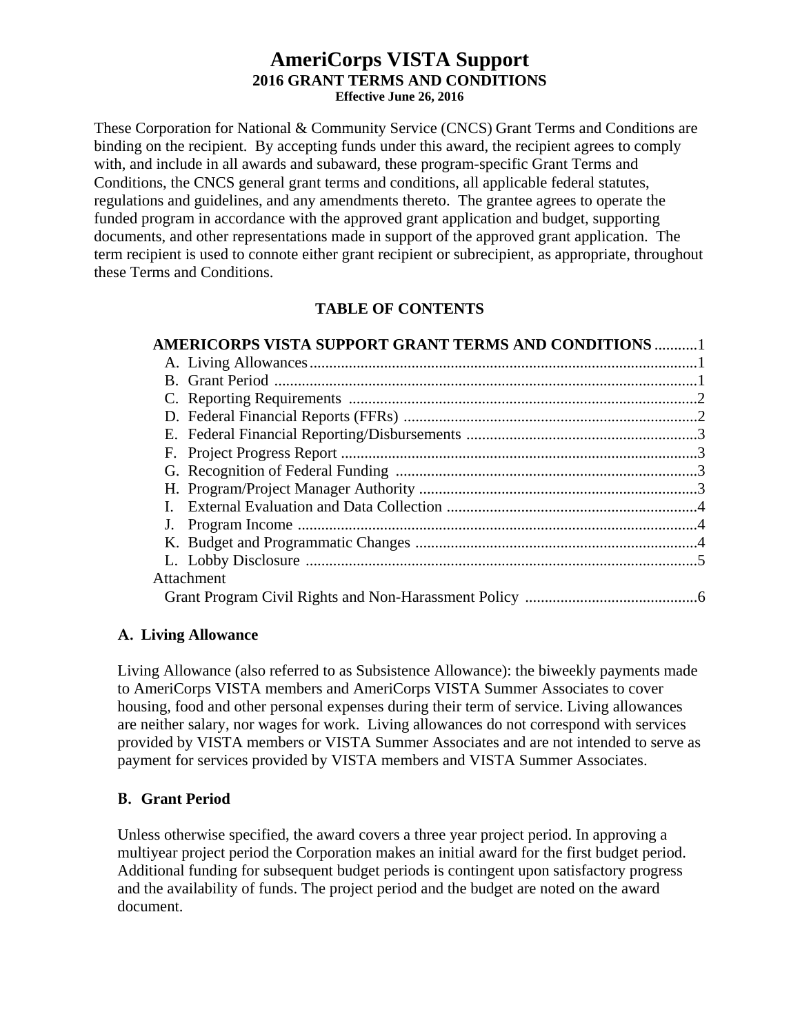# AmeriCorps VISTA Support

## 2016 GRANT TERMS AND CONDITIONS

**Effective June 26, 2016**

These Corporation for National & Community Service (CNCS) Grant Terms and Conditions are binding on the recipient. By accepting funds under this award, the recipient agrees to comply with, and include in all awards and subaward, these program-specific Grant Terms and Conditions, the CNCS general grant terms and conditions, all applicable federal statutes, regulations and guidelines, and any amendments thereto. The grantee agrees to operate the funded program in accordance with the approved grant application and budget, supporting documents, and other representations made in support of the approved grant application. The term recipient is used to connote either grant recipient or subrecipient, as appropriate, throughout these Terms and Conditions.

### TABLE OF CONTENTS

**AMERICORPS VISTA SUPPORT GRANT TERMS AND CONDITIONS** ...........1

- A. Living Allowances ....................1
- B. Grant Period ....................1
- C. Reporting Requirements ....................2
- D. Federal Financial Reports (FFRs) ....................2
- E. Federal Financial Reporting/Disbursements ....................3
- F. Project Progress Report ....................3
- G. Recognition of Federal Funding ....................3
- H. Program/Project Manager Authority ....................3
- I. External Evaluation and Data Collection ....................4
- J. Program Income ....................4
- K. Budget and Programmatic Changes ....................4
- L. Lobby Disclosure ....................5

Attachment

- Grant Program Civil Rights and Non-Harassment Policy ....................6

### A. Living Allowance

Living Allowance (also referred to as Subsistence Allowance): the biweekly payments made to AmeriCorps VISTA members and AmeriCorps VISTA Summer Associates to cover housing, food and other personal expenses during their term of service. Living allowances are neither salary, nor wages for work. Living allowances do not correspond with services provided by VISTA members or VISTA Summer Associates and are not intended to serve as payment for services provided by VISTA members and VISTA Summer Associates.

### B. Grant Period

Unless otherwise specified, the award covers a three year project period. In approving a multiyear project period the Corporation makes an initial award for the first budget period. Additional funding for subsequent budget periods is contingent upon satisfactory progress and the availability of funds. The project period and the budget are noted on the award document.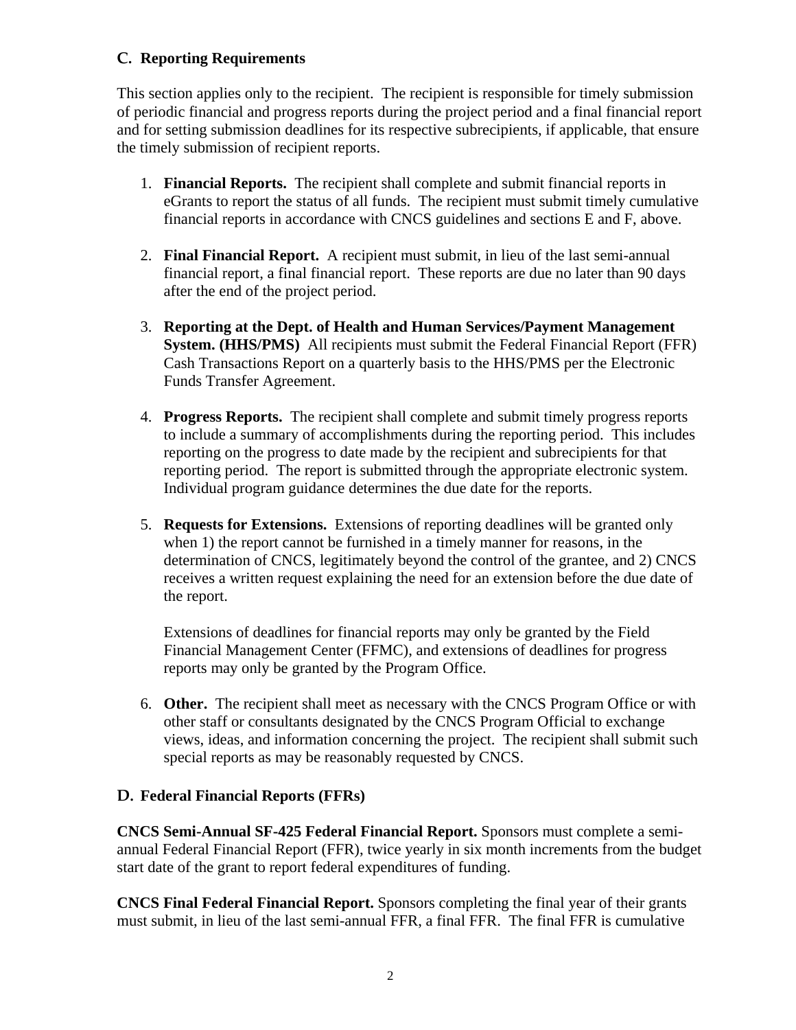## C. Reporting Requirements

This section applies only to the recipient. The recipient is responsible for timely submission of periodic financial and progress reports during the project period and a final financial report and for setting submission deadlines for its respective subrecipients, if applicable, that ensure the timely submission of recipient reports.

1. **Financial Reports.** The recipient shall complete and submit financial reports in eGrants to report the status of all funds. The recipient must submit timely cumulative financial reports in accordance with CNCS guidelines and sections E and F, above.

2. **Final Financial Report.** A recipient must submit, in lieu of the last semi-annual financial report, a final financial report. These reports are due no later than 90 days after the end of the project period.

3. **Reporting at the Dept. of Health and Human Services/Payment Management System. (HHS/PMS)** All recipients must submit the Federal Financial Report (FFR) Cash Transactions Report on a quarterly basis to the HHS/PMS per the Electronic Funds Transfer Agreement.

4. **Progress Reports.** The recipient shall complete and submit timely progress reports to include a summary of accomplishments during the reporting period. This includes reporting on the progress to date made by the recipient and subrecipients for that reporting period. The report is submitted through the appropriate electronic system. Individual program guidance determines the due date for the reports.

5. **Requests for Extensions.** Extensions of reporting deadlines will be granted only when 1) the report cannot be furnished in a timely manner for reasons, in the determination of CNCS, legitimately beyond the control of the grantee, and 2) CNCS receives a written request explaining the need for an extension before the due date of the report.

   Extensions of deadlines for financial reports may only be granted by the Field Financial Management Center (FFMC), and extensions of deadlines for progress reports may only be granted by the Program Office.

6. **Other.** The recipient shall meet as necessary with the CNCS Program Office or with other staff or consultants designated by the CNCS Program Official to exchange views, ideas, and information concerning the project. The recipient shall submit such special reports as may be reasonably requested by CNCS.

## D. Federal Financial Reports (FFRs)

**CNCS Semi-Annual SF-425 Federal Financial Report.** Sponsors must complete a semi-annual Federal Financial Report (FFR), twice yearly in six month increments from the budget start date of the grant to report federal expenditures of funding.

**CNCS Final Federal Financial Report.** Sponsors completing the final year of their grants must submit, in lieu of the last semi-annual FFR, a final FFR. The final FFR is cumulative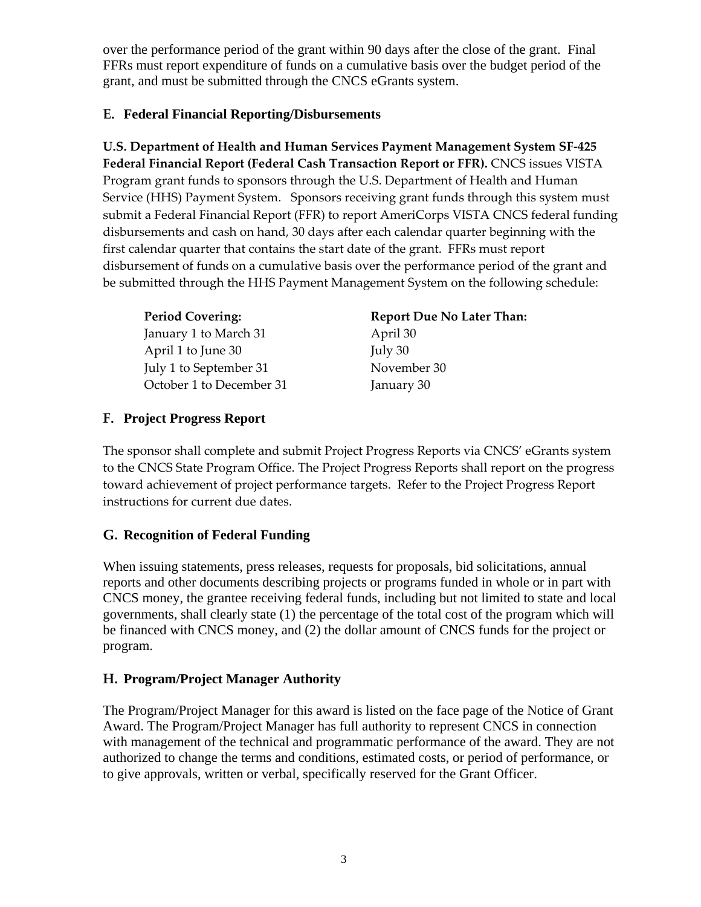over the performance period of the grant within 90 days after the close of the grant. Final FFRs must report expenditure of funds on a cumulative basis over the budget period of the grant, and must be submitted through the CNCS eGrants system.

### E. Federal Financial Reporting/Disbursements

**U.S. Department of Health and Human Services Payment Management System SF-425 Federal Financial Report (Federal Cash Transaction Report or FFR).** CNCS issues VISTA Program grant funds to sponsors through the U.S. Department of Health and Human Service (HHS) Payment System. Sponsors receiving grant funds through this system must submit a Federal Financial Report (FFR) to report AmeriCorps VISTA CNCS federal funding disbursements and cash on hand, 30 days after each calendar quarter beginning with the first calendar quarter that contains the start date of the grant. FFRs must report disbursement of funds on a cumulative basis over the performance period of the grant and be submitted through the HHS Payment Management System on the following schedule:

| Period Covering: | Report Due No Later Than: |
|---|---|
| January 1 to March 31 | April 30 |
| April 1 to June 30 | July 30 |
| July 1 to September 31 | November 30 |
| October 1 to December 31 | January 30 |

### F. Project Progress Report

The sponsor shall complete and submit Project Progress Reports via CNCS' eGrants system to the CNCS State Program Office. The Project Progress Reports shall report on the progress toward achievement of project performance targets. Refer to the Project Progress Report instructions for current due dates.

### G. Recognition of Federal Funding

When issuing statements, press releases, requests for proposals, bid solicitations, annual reports and other documents describing projects or programs funded in whole or in part with CNCS money, the grantee receiving federal funds, including but not limited to state and local governments, shall clearly state (1) the percentage of the total cost of the program which will be financed with CNCS money, and (2) the dollar amount of CNCS funds for the project or program.

### H. Program/Project Manager Authority

The Program/Project Manager for this award is listed on the face page of the Notice of Grant Award. The Program/Project Manager has full authority to represent CNCS in connection with management of the technical and programmatic performance of the award. They are not authorized to change the terms and conditions, estimated costs, or period of performance, or to give approvals, written or verbal, specifically reserved for the Grant Officer.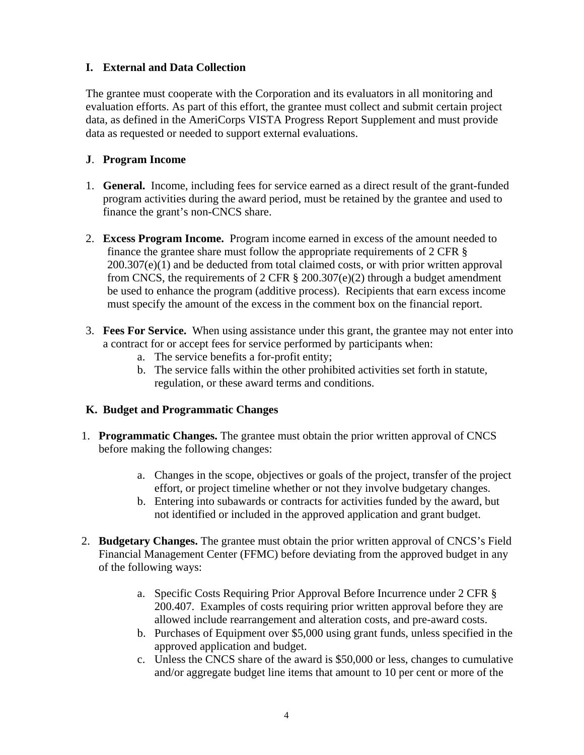### I. External and Data Collection

The grantee must cooperate with the Corporation and its evaluators in all monitoring and evaluation efforts. As part of this effort, the grantee must collect and submit certain project data, as defined in the AmeriCorps VISTA Progress Report Supplement and must provide data as requested or needed to support external evaluations.

### J. Program Income

1. **General.** Income, including fees for service earned as a direct result of the grant-funded program activities during the award period, must be retained by the grantee and used to finance the grant's non-CNCS share.

2. **Excess Program Income.** Program income earned in excess of the amount needed to finance the grantee share must follow the appropriate requirements of 2 CFR § 200.307(e)(1) and be deducted from total claimed costs, or with prior written approval from CNCS, the requirements of 2 CFR § 200.307(e)(2) through a budget amendment be used to enhance the program (additive process). Recipients that earn excess income must specify the amount of the excess in the comment box on the financial report.

3. **Fees For Service.** When using assistance under this grant, the grantee may not enter into a contract for or accept fees for service performed by participants when:
   a. The service benefits a for-profit entity;
   b. The service falls within the other prohibited activities set forth in statute, regulation, or these award terms and conditions.

### K. Budget and Programmatic Changes

1. **Programmatic Changes.** The grantee must obtain the prior written approval of CNCS before making the following changes:

   a. Changes in the scope, objectives or goals of the project, transfer of the project effort, or project timeline whether or not they involve budgetary changes.
   b. Entering into subawards or contracts for activities funded by the award, but not identified or included in the approved application and grant budget.

2. **Budgetary Changes.** The grantee must obtain the prior written approval of CNCS's Field Financial Management Center (FFMC) before deviating from the approved budget in any of the following ways:

   a. Specific Costs Requiring Prior Approval Before Incurrence under 2 CFR § 200.407. Examples of costs requiring prior written approval before they are allowed include rearrangement and alteration costs, and pre-award costs.
   b. Purchases of Equipment over $5,000 using grant funds, unless specified in the approved application and budget.
   c. Unless the CNCS share of the award is $50,000 or less, changes to cumulative and/or aggregate budget line items that amount to 10 per cent or more of the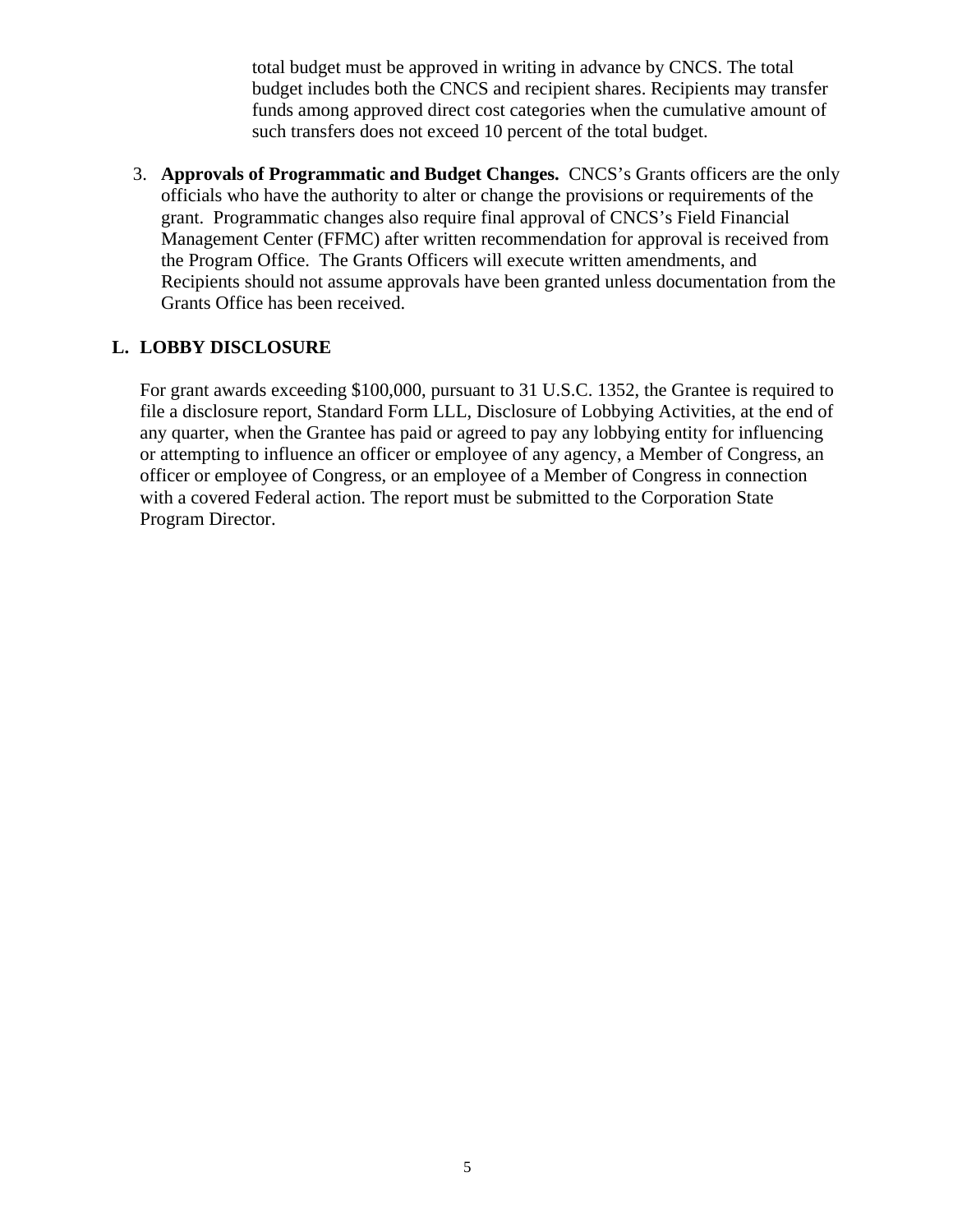total budget must be approved in writing in advance by CNCS. The total budget includes both the CNCS and recipient shares. Recipients may transfer funds among approved direct cost categories when the cumulative amount of such transfers does not exceed 10 percent of the total budget.

3. **Approvals of Programmatic and Budget Changes.** CNCS's Grants officers are the only officials who have the authority to alter or change the provisions or requirements of the grant. Programmatic changes also require final approval of CNCS's Field Financial Management Center (FFMC) after written recommendation for approval is received from the Program Office. The Grants Officers will execute written amendments, and Recipients should not assume approvals have been granted unless documentation from the Grants Office has been received.

## L. LOBBY DISCLOSURE

For grant awards exceeding $100,000, pursuant to 31 U.S.C. 1352, the Grantee is required to file a disclosure report, Standard Form LLL, Disclosure of Lobbying Activities, at the end of any quarter, when the Grantee has paid or agreed to pay any lobbying entity for influencing or attempting to influence an officer or employee of any agency, a Member of Congress, an officer or employee of Congress, or an employee of a Member of Congress in connection with a covered Federal action. The report must be submitted to the Corporation State Program Director.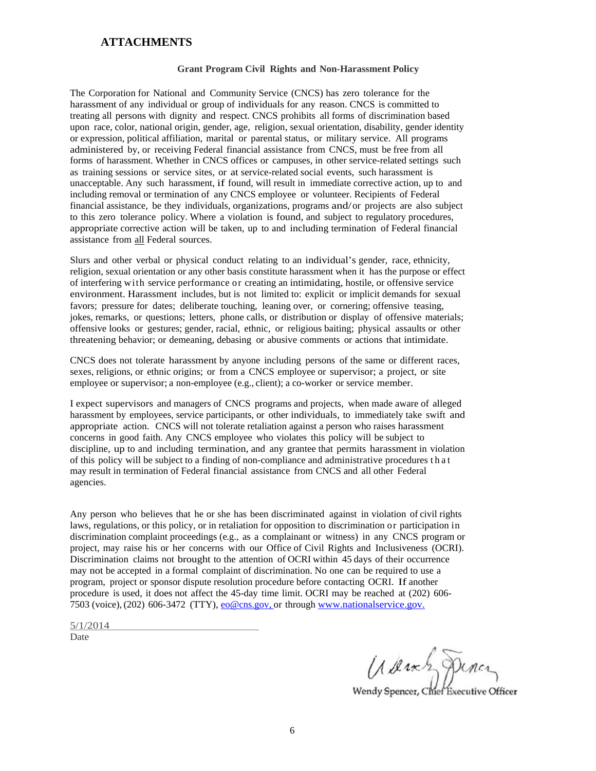## ATTACHMENTS

### Grant Program Civil Rights and Non-Harassment Policy

The Corporation for National and Community Service (CNCS) has zero tolerance for the harassment of any individual or group of individuals for any reason. CNCS is committed to treating all persons with dignity and respect. CNCS prohibits all forms of discrimination based upon race, color, national origin, gender, age, religion, sexual orientation, disability, gender identity or expression, political affiliation, marital or parental status, or military service. All programs administered by, or receiving Federal financial assistance from CNCS, must be free from all forms of harassment. Whether in CNCS offices or campuses, in other service-related settings such as training sessions or service sites, or at service-related social events, such harassment is unacceptable. Any such harassment, if found, will result in immediate corrective action, up to and including removal or termination of any CNCS employee or volunteer. Recipients of Federal financial assistance, be they individuals, organizations, programs and/or projects are also subject to this zero tolerance policy. Where a violation is found, and subject to regulatory procedures, appropriate corrective action will be taken, up to and including termination of Federal financial assistance from all Federal sources.

Slurs and other verbal or physical conduct relating to an individual's gender, race, ethnicity, religion, sexual orientation or any other basis constitute harassment when it has the purpose or effect of interfering with service performance or creating an intimidating, hostile, or offensive service environment. Harassment includes, but is not limited to: explicit or implicit demands for sexual favors; pressure for dates; deliberate touching, leaning over, or cornering; offensive teasing, jokes, remarks, or questions; letters, phone calls, or distribution or display of offensive materials; offensive looks or gestures; gender, racial, ethnic, or religious baiting; physical assaults or other threatening behavior; or demeaning, debasing or abusive comments or actions that intimidate.

CNCS does not tolerate harassment by anyone including persons of the same or different races, sexes, religions, or ethnic origins; or from a CNCS employee or supervisor; a project, or site employee or supervisor; a non-employee (e.g., client); a co-worker or service member.

I expect supervisors and managers of CNCS programs and projects, when made aware of alleged harassment by employees, service participants, or other individuals, to immediately take swift and appropriate action. CNCS will not tolerate retaliation against a person who raises harassment concerns in good faith. Any CNCS employee who violates this policy will be subject to discipline, up to and including termination, and any grantee that permits harassment in violation of this policy will be subject to a finding of non-compliance and administrative procedures that may result in termination of Federal financial assistance from CNCS and all other Federal agencies.

Any person who believes that he or she has been discriminated against in violation of civil rights laws, regulations, or this policy, or in retaliation for opposition to discrimination or participation in discrimination complaint proceedings (e.g., as a complainant or witness) in any CNCS program or project, may raise his or her concerns with our Office of Civil Rights and Inclusiveness (OCRI). Discrimination claims not brought to the attention of OCRI within 45 days of their occurrence may not be accepted in a formal complaint of discrimination. No one can be required to use a program, project or sponsor dispute resolution procedure before contacting OCRI. If another procedure is used, it does not affect the 45-day time limit. OCRI may be reached at (202) 606-7503 (voice), (202) 606-3472 (TTY), eo@cns.gov, or through www.nationalservice.gov.

5/1/2014
Date

Wendy Spencer, Chief Executive Officer